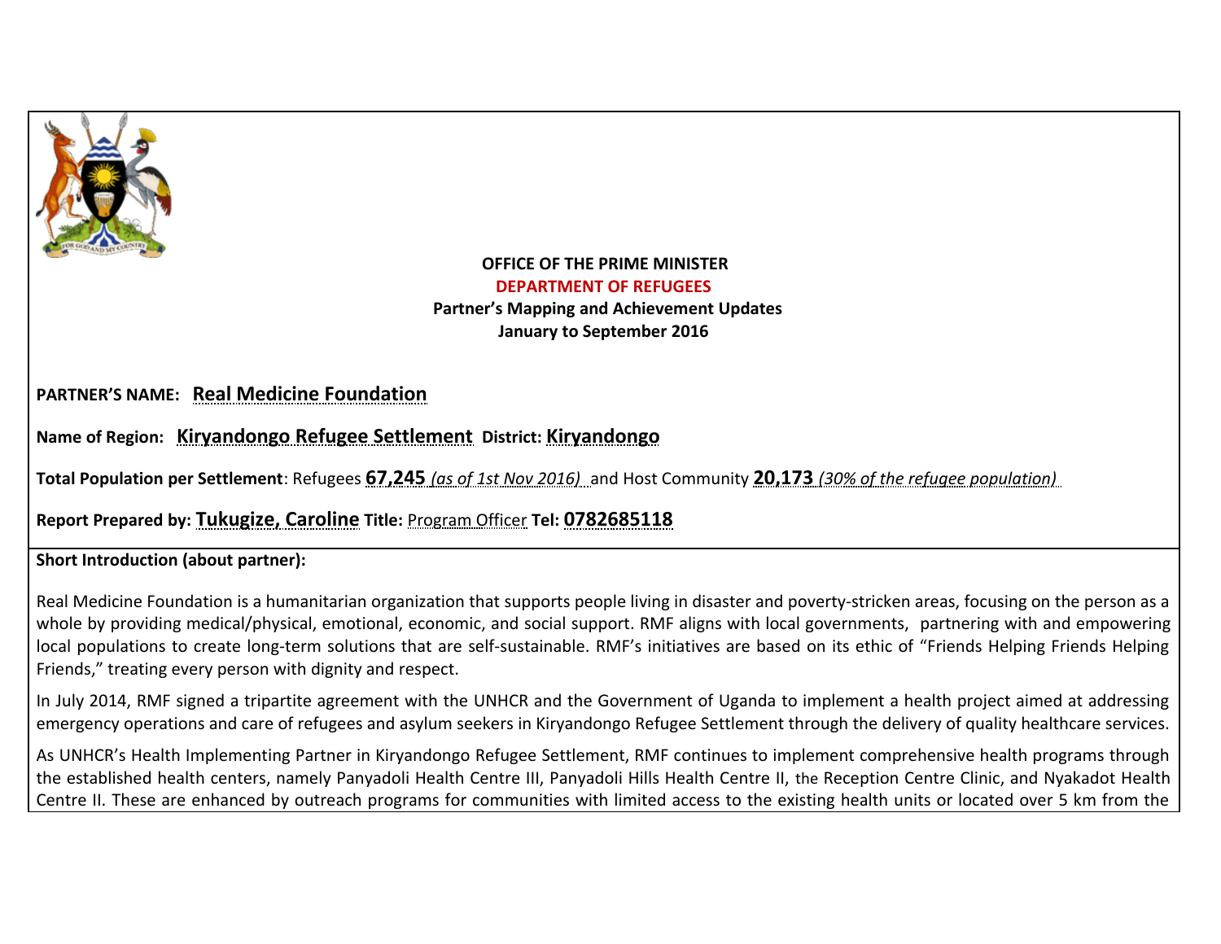**OFFICE OF THE PRIME MINISTER**

**DEPARTMENT OF REFUGEES**

**Partner's Mapping and Achievement Updates**

**January to September 2016**

**PARTNER'S NAME:** **Real Medicine Foundation**

**Name of Region:** **Kiryandongo Refugee Settlement** **District:** **Kiryandongo**

**Total Population per Settlement**: Refugees **67,245** *(as of 1st Nov 2016)* and Host Community **20,173** *(30% of the refugee population)*

**Report Prepared by:** **Tukugize, Caroline** **Title:** Program Officer **Tel:** **0782685118**

**Short Introduction (about partner):**

Real Medicine Foundation is a humanitarian organization that supports people living in disaster and poverty-stricken areas, focusing on the person as a whole by providing medical/physical, emotional, economic, and social support. RMF aligns with local governments, partnering with and empowering local populations to create long-term solutions that are self-sustainable. RMF's initiatives are based on its ethic of "Friends Helping Friends Helping Friends," treating every person with dignity and respect.

In July 2014, RMF signed a tripartite agreement with the UNHCR and the Government of Uganda to implement a health project aimed at addressing emergency operations and care of refugees and asylum seekers in Kiryandongo Refugee Settlement through the delivery of quality healthcare services.

As UNHCR's Health Implementing Partner in Kiryandongo Refugee Settlement, RMF continues to implement comprehensive health programs through the established health centers, namely Panyadoli Health Centre III, Panyadoli Hills Health Centre II, the Reception Centre Clinic, and Nyakadot Health Centre II. These are enhanced by outreach programs for communities with limited access to the existing health units or located over 5 km from the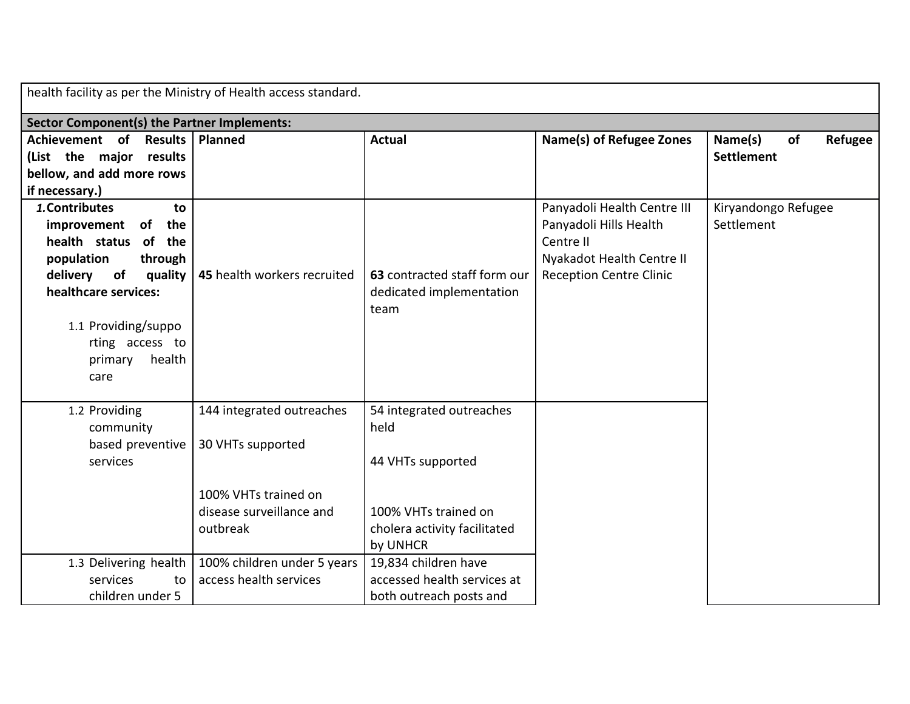| health facility as per the Ministry of Health access standard. | | | | |
|---|---|---|---|---|
| **Sector Component(s) the Partner Implements:** | | | | |
| **Achievement of Results (List the major results bellow, and add more rows if necessary.)** | **Planned** | **Actual** | **Name(s) of Refugee Zones** | **Name(s) of Refugee Settlement** |
| ***1.*** **Contributes to improvement of the health status of the population through delivery of quality healthcare services:** 1.1 Providing/supporting access to primary health care | **45** health workers recruited | **63** contracted staff form our dedicated implementation team | Panyadoli Health Centre III Panyadoli Hills Health Centre II Nyakadot Health Centre II Reception Centre Clinic | Kiryandongo Refugee Settlement |
| 1.2 Providing community based preventive services | 144 integrated outreaches<br>30 VHTs supported<br>100% VHTs trained on disease surveillance and outbreak | 54 integrated outreaches held<br>44 VHTs supported<br>100% VHTs trained on cholera activity facilitated by UNHCR | | |
| 1.3 Delivering health services to children under 5 | 100% children under 5 years access health services | 19,834 children have accessed health services at both outreach posts and | | |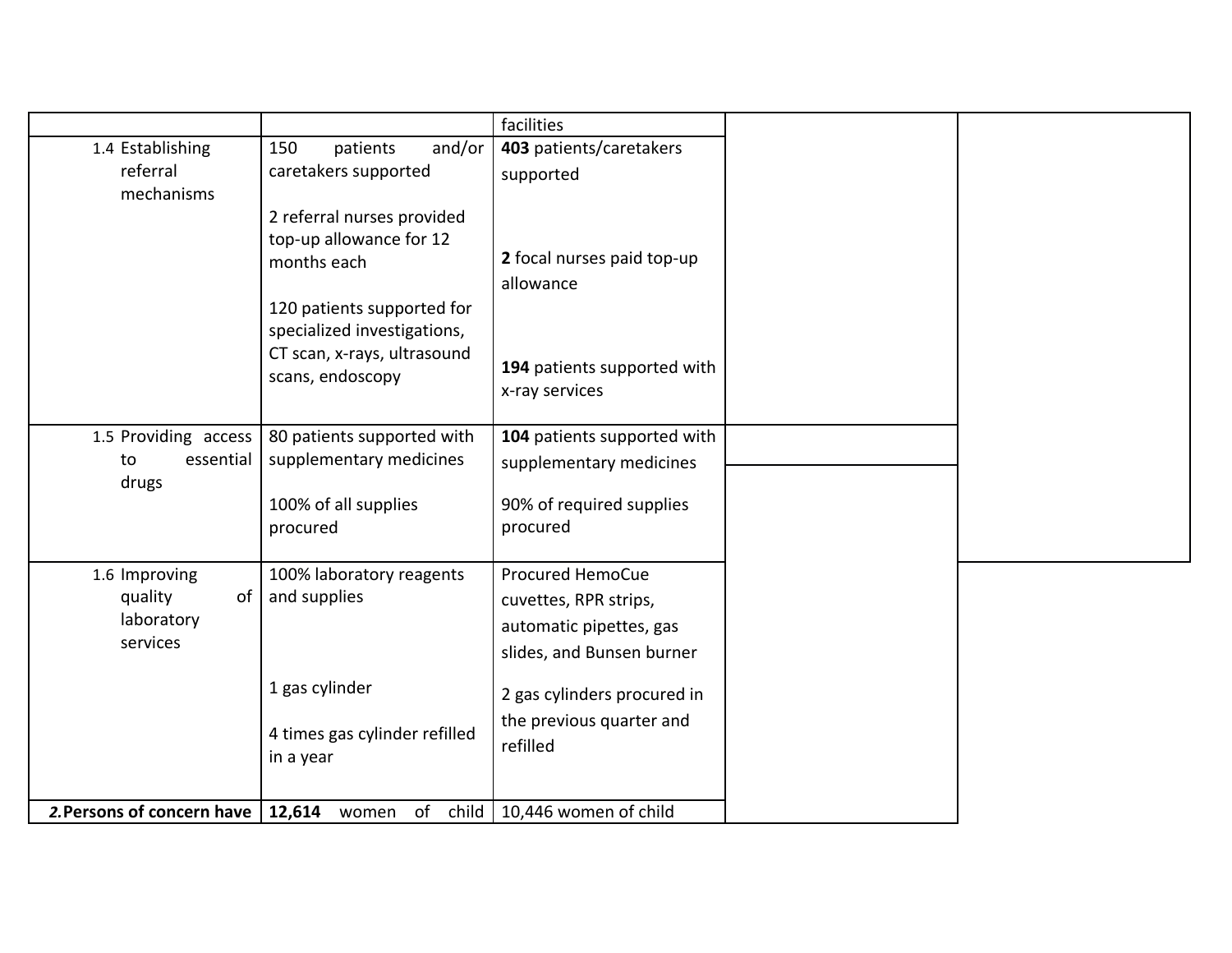| | | | | |
|---|---|---|---|---|
| | | facilities | | |
| 1.4 Establishing referral mechanisms | 150 patients and/or caretakers supported<br><br>2 referral nurses provided top-up allowance for 12 months each<br><br>120 patients supported for specialized investigations, CT scan, x-rays, ultrasound scans, endoscopy | **403** patients/caretakers supported<br><br>**2** focal nurses paid top-up allowance<br><br>**194** patients supported with x-ray services | | |
| 1.5 Providing access to essential drugs | 80 patients supported with supplementary medicines<br><br>100% of all supplies procured | **104** patients supported with supplementary medicines<br><br>90% of required supplies procured | | |
| 1.6 Improving quality of laboratory services | 100% laboratory reagents and supplies<br><br>1 gas cylinder<br><br>4 times gas cylinder refilled in a year | Procured HemoCue cuvettes, RPR strips, automatic pipettes, gas slides, and Bunsen burner<br><br>2 gas cylinders procured in the previous quarter and refilled | | |
| ***2.* Persons of concern have** | **12,614** women of child | 10,446 women of child | | |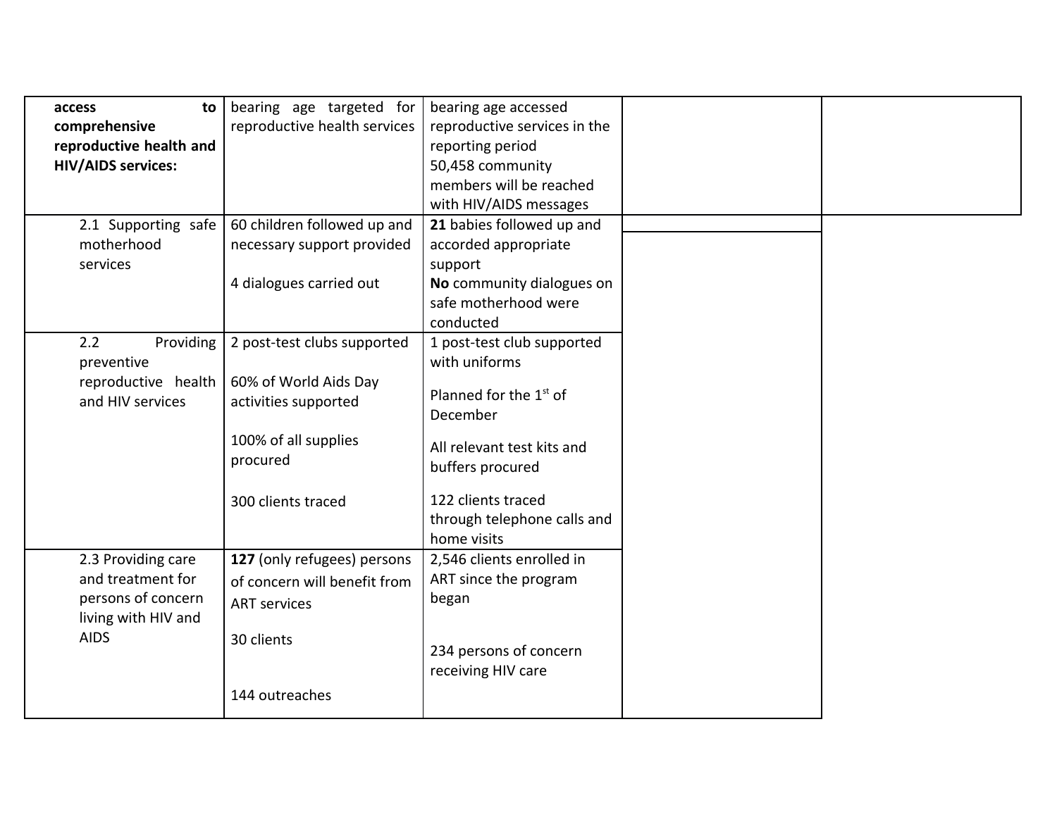| | | | | |
|---|---|---|---|---|
| **access to comprehensive reproductive health and HIV/AIDS services:** | bearing age targeted for reproductive health services | bearing age accessed reproductive services in the reporting period<br>50,458 community members will be reached with HIV/AIDS messages | | |
| 2.1 Supporting safe motherhood services | 60 children followed up and necessary support provided<br><br>4 dialogues carried out | **21** babies followed up and accorded appropriate support<br>**No** community dialogues on safe motherhood were conducted | | |
| 2.2 Providing preventive reproductive health and HIV services | 2 post-test clubs supported<br><br>60% of World Aids Day activities supported<br><br>100% of all supplies procured<br><br>300 clients traced | 1 post-test club supported with uniforms<br><br>Planned for the 1st of December<br><br>All relevant test kits and buffers procured<br><br>122 clients traced through telephone calls and home visits | | |
| 2.3 Providing care and treatment for persons of concern living with HIV and AIDS | **127** (only refugees) persons of concern will benefit from ART services<br><br>30 clients<br><br>144 outreaches | 2,546 clients enrolled in ART since the program began<br><br>234 persons of concern receiving HIV care | | |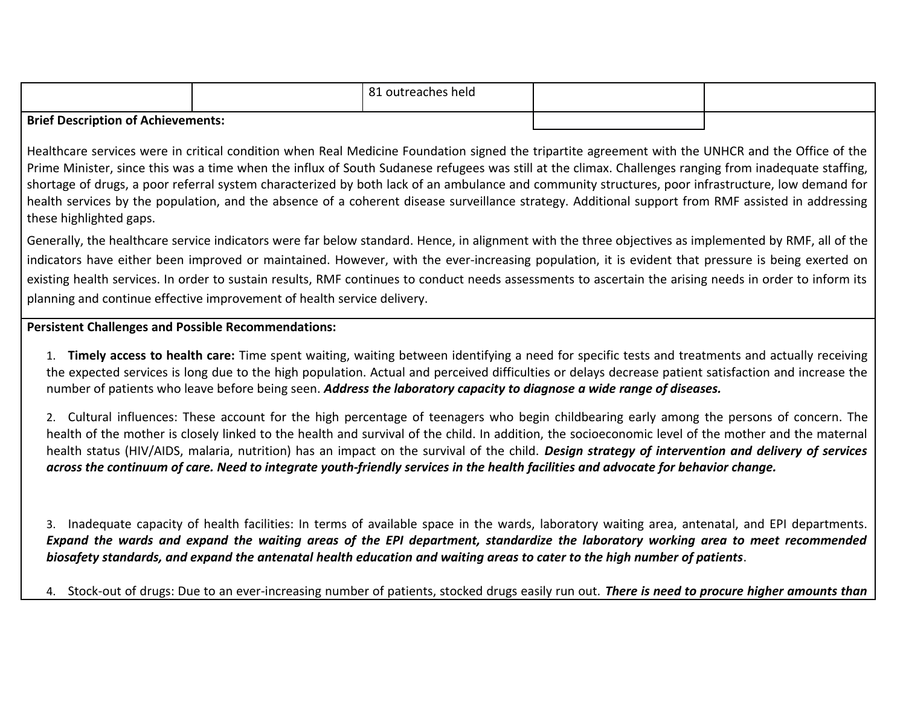| | | 81 outreaches held | | |
|---|---|---|---|---|

**Brief Description of Achievements:**

Healthcare services were in critical condition when Real Medicine Foundation signed the tripartite agreement with the UNHCR and the Office of the Prime Minister, since this was a time when the influx of South Sudanese refugees was still at the climax. Challenges ranging from inadequate staffing, shortage of drugs, a poor referral system characterized by both lack of an ambulance and community structures, poor infrastructure, low demand for health services by the population, and the absence of a coherent disease surveillance strategy. Additional support from RMF assisted in addressing these highlighted gaps.

Generally, the healthcare service indicators were far below standard. Hence, in alignment with the three objectives as implemented by RMF, all of the indicators have either been improved or maintained. However, with the ever-increasing population, it is evident that pressure is being exerted on existing health services. In order to sustain results, RMF continues to conduct needs assessments to ascertain the arising needs in order to inform its planning and continue effective improvement of health service delivery.

**Persistent Challenges and Possible Recommendations:**

1. **Timely access to health care:** Time spent waiting, waiting between identifying a need for specific tests and treatments and actually receiving the expected services is long due to the high population. Actual and perceived difficulties or delays decrease patient satisfaction and increase the number of patients who leave before being seen. ***Address the laboratory capacity to diagnose a wide range of diseases.***

2. Cultural influences: These account for the high percentage of teenagers who begin childbearing early among the persons of concern. The health of the mother is closely linked to the health and survival of the child. In addition, the socioeconomic level of the mother and the maternal health status (HIV/AIDS, malaria, nutrition) has an impact on the survival of the child. ***Design strategy of intervention and delivery of services across the continuum of care. Need to integrate youth-friendly services in the health facilities and advocate for behavior change.***

3. Inadequate capacity of health facilities: In terms of available space in the wards, laboratory waiting area, antenatal, and EPI departments. ***Expand the wards and expand the waiting areas of the EPI department, standardize the laboratory working area to meet recommended biosafety standards, and expand the antenatal health education and waiting areas to cater to the high number of patients***.

4. Stock-out of drugs: Due to an ever-increasing number of patients, stocked drugs easily run out. ***There is need to procure higher amounts than***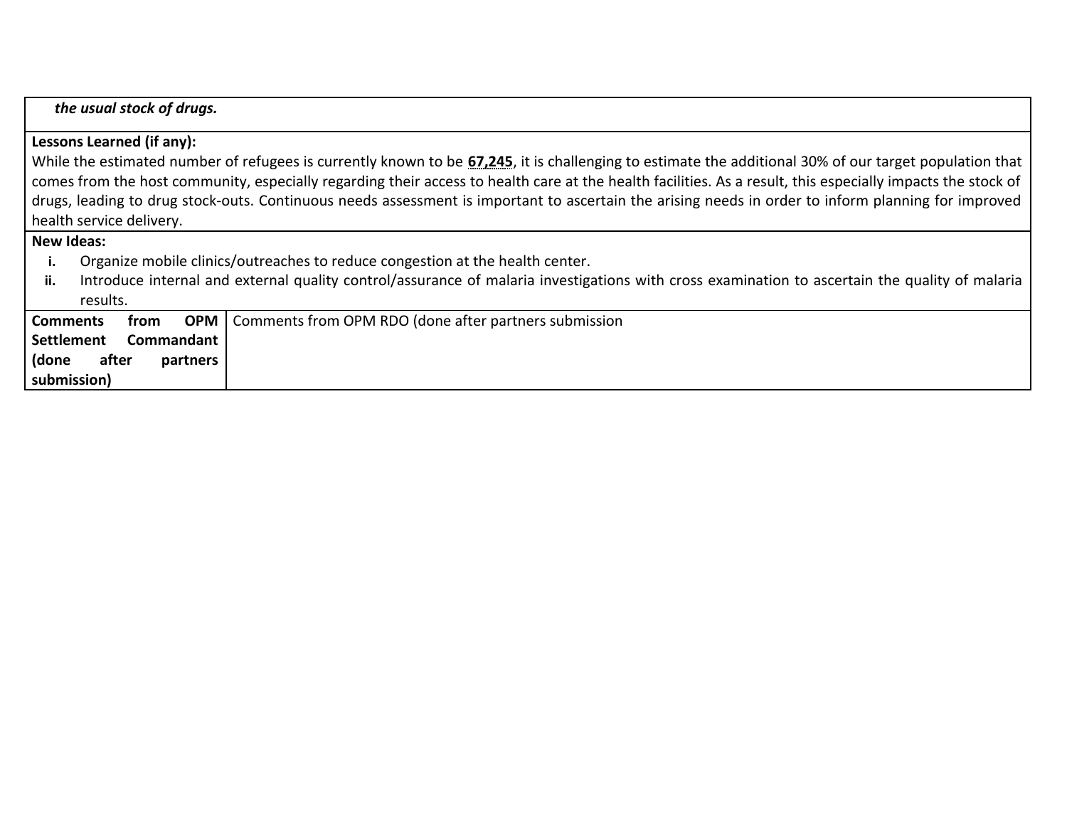***the usual stock of drugs.***

**Lessons Learned (if any):**

While the estimated number of refugees is currently known to be **67,245**, it is challenging to estimate the additional 30% of our target population that comes from the host community, especially regarding their access to health care at the health facilities. As a result, this especially impacts the stock of drugs, leading to drug stock-outs. Continuous needs assessment is important to ascertain the arising needs in order to inform planning for improved health service delivery.

**New Ideas:**

- **i.** Organize mobile clinics/outreaches to reduce congestion at the health center.
- **ii.** Introduce internal and external quality control/assurance of malaria investigations with cross examination to ascertain the quality of malaria results.

| | |
|---|---|
| **Comments from OPM Settlement Commandant (done after partners submission)** | Comments from OPM RDO (done after partners submission |